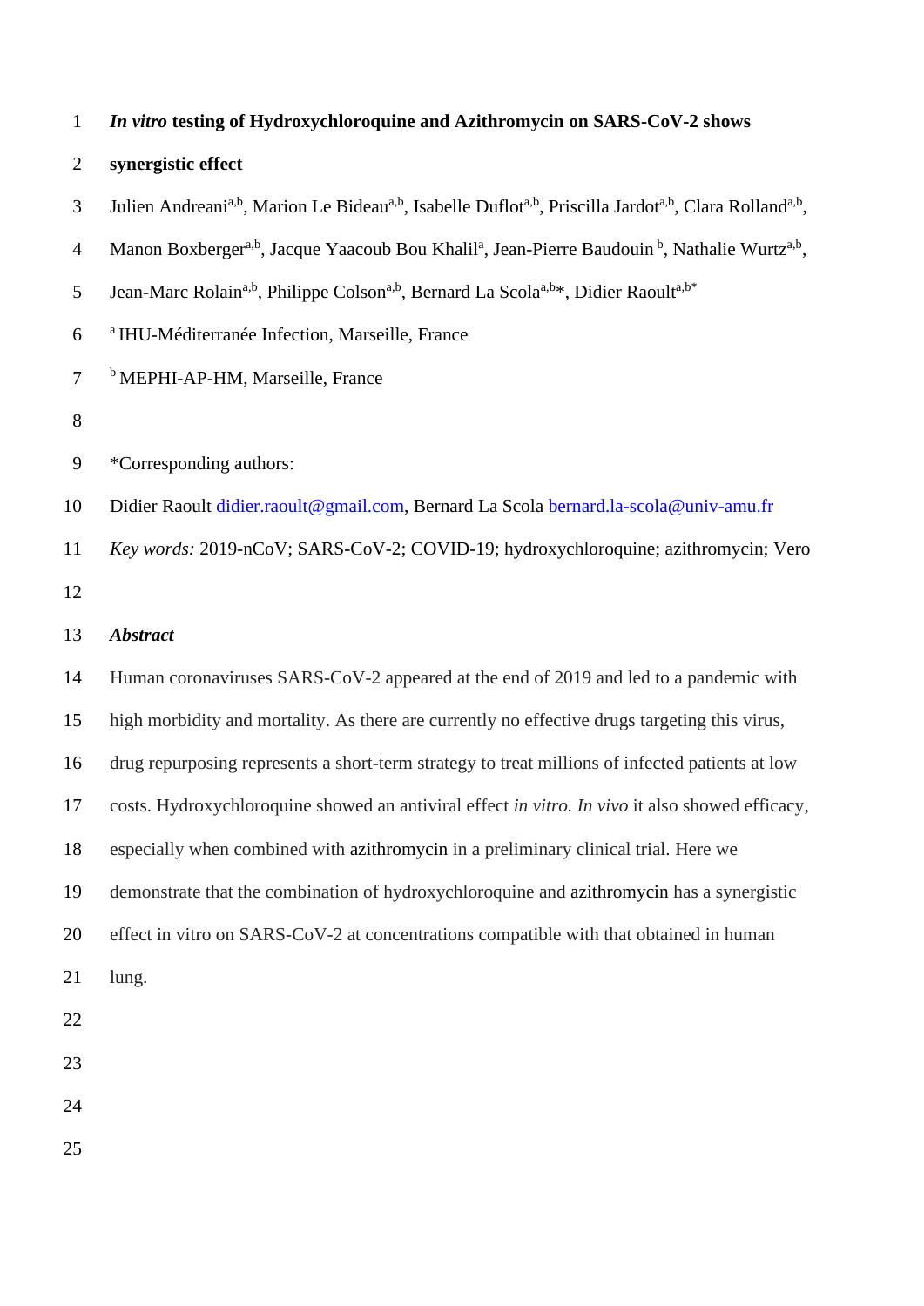# *In vitro* testing of Hydroxychloroquine and Azithromycin on SARS-CoV-2 shows synergistic effect

Julien Andreani[a,b], Marion Le Bideau[a,b], Isabelle Duflot[a,b], Priscilla Jardot[a,b], Clara Rolland[a,b], Manon Boxberger[a,b], Jacque Yaacoub Bou Khalil[a], Jean-Pierre Baudouin [b], Nathalie Wurtz[a,b], Jean-Marc Rolain[a,b], Philippe Colson[a,b], Bernard La Scola[a,b]*, Didier Raoult[a,b*]

[a] IHU-Méditerranée Infection, Marseille, France

[b] MEPHI-AP-HM, Marseille, France

*Corresponding authors:

Didier Raoult didier.raoult@gmail.com, Bernard La Scola bernard.la-scola@univ-amu.fr

*Key words:* 2019-nCoV; SARS-CoV-2; COVID-19; hydroxychloroquine; azithromycin; Vero

## *Abstract*

Human coronaviruses SARS-CoV-2 appeared at the end of 2019 and led to a pandemic with high morbidity and mortality. As there are currently no effective drugs targeting this virus, drug repurposing represents a short-term strategy to treat millions of infected patients at low costs. Hydroxychloroquine showed an antiviral effect *in vitro. In vivo* it also showed efficacy, especially when combined with azithromycin in a preliminary clinical trial. Here we demonstrate that the combination of hydroxychloroquine and azithromycin has a synergistic effect in vitro on SARS-CoV-2 at concentrations compatible with that obtained in human lung.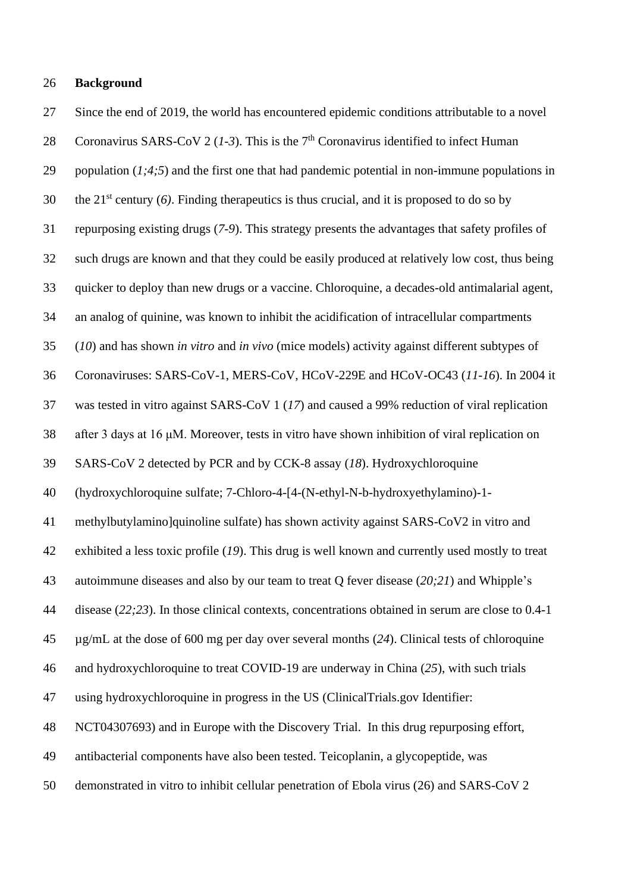## Background

Since the end of 2019, the world has encountered epidemic conditions attributable to a novel Coronavirus SARS-CoV 2 (*1-3*). This is the 7th Coronavirus identified to infect Human population (*1;4;5*) and the first one that had pandemic potential in non-immune populations in the 21st century (*6)*. Finding therapeutics is thus crucial, and it is proposed to do so by repurposing existing drugs (*7-9*). This strategy presents the advantages that safety profiles of such drugs are known and that they could be easily produced at relatively low cost, thus being quicker to deploy than new drugs or a vaccine. Chloroquine, a decades-old antimalarial agent, an analog of quinine, was known to inhibit the acidification of intracellular compartments (*10*) and has shown *in vitro* and *in vivo* (mice models) activity against different subtypes of Coronaviruses: SARS-CoV-1, MERS-CoV, HCoV-229E and HCoV-OC43 (*11-16*). In 2004 it was tested in vitro against SARS-CoV 1 (*17*) and caused a 99% reduction of viral replication after 3 days at 16 µM. Moreover, tests in vitro have shown inhibition of viral replication on SARS-CoV 2 detected by PCR and by CCK-8 assay (*18*). Hydroxychloroquine (hydroxychloroquine sulfate; 7-Chloro-4-[4-(N-ethyl-N-b-hydroxyethylamino)-1-methylbutylamino]quinoline sulfate) has shown activity against SARS-CoV2 in vitro and exhibited a less toxic profile (*19*). This drug is well known and currently used mostly to treat autoimmune diseases and also by our team to treat Q fever disease (*20;21*) and Whipple's disease (*22;23*). In those clinical contexts, concentrations obtained in serum are close to 0.4-1 µg/mL at the dose of 600 mg per day over several months (*24*). Clinical tests of chloroquine and hydroxychloroquine to treat COVID-19 are underway in China (*25*), with such trials using hydroxychloroquine in progress in the US (ClinicalTrials.gov Identifier: NCT04307693) and in Europe with the Discovery Trial. In this drug repurposing effort, antibacterial components have also been tested. Teicoplanin, a glycopeptide, was demonstrated in vitro to inhibit cellular penetration of Ebola virus (26) and SARS-CoV 2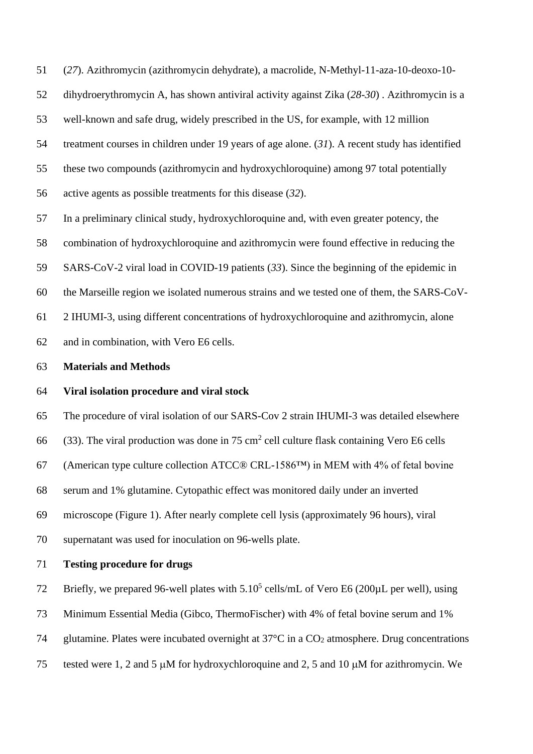(*27*). Azithromycin (azithromycin dehydrate), a macrolide, N-Methyl-11-aza-10-deoxo-10-dihydroerythromycin A, has shown antiviral activity against Zika (*28-30*) . Azithromycin is a well-known and safe drug, widely prescribed in the US, for example, with 12 million treatment courses in children under 19 years of age alone. (*31*). A recent study has identified these two compounds (azithromycin and hydroxychloroquine) among 97 total potentially active agents as possible treatments for this disease (*32*).

In a preliminary clinical study, hydroxychloroquine and, with even greater potency, the combination of hydroxychloroquine and azithromycin were found effective in reducing the SARS-CoV-2 viral load in COVID-19 patients (*33*). Since the beginning of the epidemic in the Marseille region we isolated numerous strains and we tested one of them, the SARS-CoV-2 IHUMI-3, using different concentrations of hydroxychloroquine and azithromycin, alone and in combination, with Vero E6 cells.

**Materials and Methods**

**Viral isolation procedure and viral stock**

The procedure of viral isolation of our SARS-Cov 2 strain IHUMI-3 was detailed elsewhere (33). The viral production was done in 75 $cm^2$ cell culture flask containing Vero E6 cells (American type culture collection ATCC® CRL-1586™) in MEM with 4% of fetal bovine serum and 1% glutamine. Cytopathic effect was monitored daily under an inverted microscope (Figure 1). After nearly complete cell lysis (approximately 96 hours), viral supernatant was used for inoculation on 96-wells plate.

**Testing procedure for drugs**

Briefly, we prepared 96-well plates with $5.10^5$ cells/mL of Vero E6 (200µL per well), using Minimum Essential Media (Gibco, ThermoFischer) with 4% of fetal bovine serum and 1% glutamine. Plates were incubated overnight at 37°C in a $CO_2$ atmosphere. Drug concentrations tested were 1, 2 and 5 µM for hydroxychloroquine and 2, 5 and 10 µM for azithromycin. We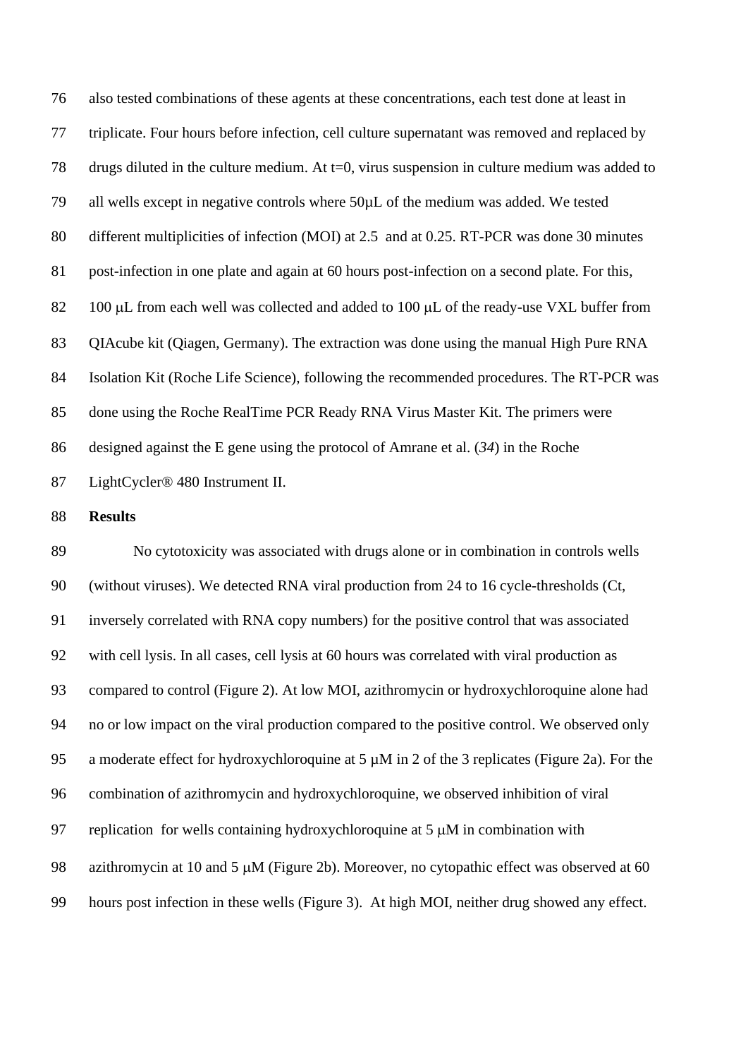also tested combinations of these agents at these concentrations, each test done at least in triplicate. Four hours before infection, cell culture supernatant was removed and replaced by drugs diluted in the culture medium. At t=0, virus suspension in culture medium was added to all wells except in negative controls where 50µL of the medium was added. We tested different multiplicities of infection (MOI) at 2.5 and at 0.25. RT-PCR was done 30 minutes post-infection in one plate and again at 60 hours post-infection on a second plate. For this, 100 µL from each well was collected and added to 100 µL of the ready-use VXL buffer from QIAcube kit (Qiagen, Germany). The extraction was done using the manual High Pure RNA Isolation Kit (Roche Life Science), following the recommended procedures. The RT-PCR was done using the Roche RealTime PCR Ready RNA Virus Master Kit. The primers were designed against the E gene using the protocol of Amrane et al. (*34*) in the Roche LightCycler® 480 Instrument II.

**Results**

No cytotoxicity was associated with drugs alone or in combination in controls wells (without viruses). We detected RNA viral production from 24 to 16 cycle-thresholds (Ct, inversely correlated with RNA copy numbers) for the positive control that was associated with cell lysis. In all cases, cell lysis at 60 hours was correlated with viral production as compared to control (Figure 2). At low MOI, azithromycin or hydroxychloroquine alone had no or low impact on the viral production compared to the positive control. We observed only a moderate effect for hydroxychloroquine at 5 µM in 2 of the 3 replicates (Figure 2a). For the combination of azithromycin and hydroxychloroquine, we observed inhibition of viral replication for wells containing hydroxychloroquine at 5 µM in combination with azithromycin at 10 and 5 µM (Figure 2b). Moreover, no cytopathic effect was observed at 60 hours post infection in these wells (Figure 3). At high MOI, neither drug showed any effect.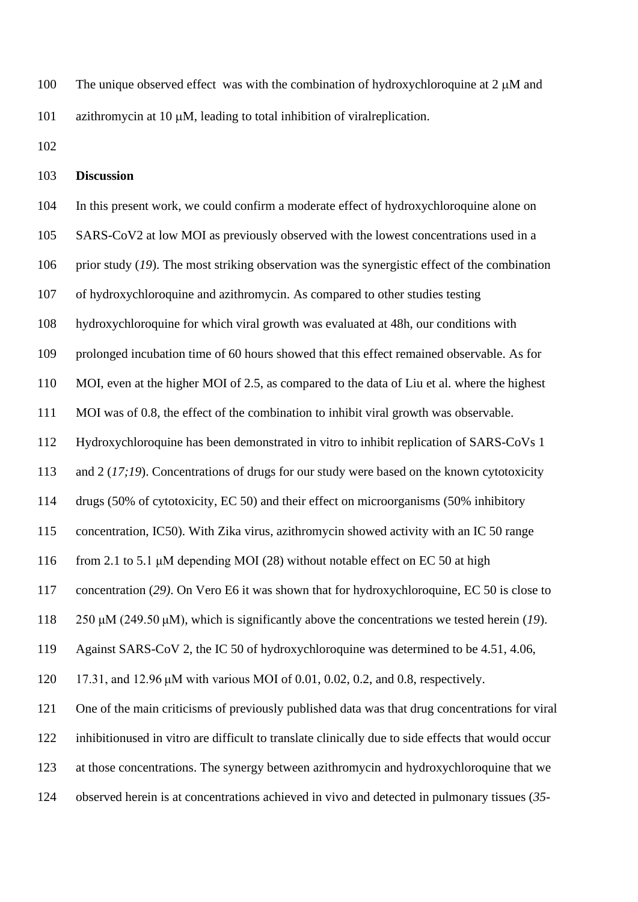The unique observed effect was with the combination of hydroxychloroquine at 2 μM and azithromycin at 10 μM, leading to total inhibition of viralreplication.

## Discussion

In this present work, we could confirm a moderate effect of hydroxychloroquine alone on SARS-CoV2 at low MOI as previously observed with the lowest concentrations used in a prior study (*19*). The most striking observation was the synergistic effect of the combination of hydroxychloroquine and azithromycin. As compared to other studies testing hydroxychloroquine for which viral growth was evaluated at 48h, our conditions with prolonged incubation time of 60 hours showed that this effect remained observable. As for MOI, even at the higher MOI of 2.5, as compared to the data of Liu et al. where the highest MOI was of 0.8, the effect of the combination to inhibit viral growth was observable. Hydroxychloroquine has been demonstrated in vitro to inhibit replication of SARS-CoVs 1 and 2 (*17;19*). Concentrations of drugs for our study were based on the known cytotoxicity drugs (50% of cytotoxicity, EC 50) and their effect on microorganisms (50% inhibitory concentration, IC50). With Zika virus, azithromycin showed activity with an IC 50 range from 2.1 to 5.1 μM depending MOI (28) without notable effect on EC 50 at high concentration (*29)*. On Vero E6 it was shown that for hydroxychloroquine, EC 50 is close to 250 μM (249.50 μM), which is significantly above the concentrations we tested herein (*19*). Against SARS-CoV 2, the IC 50 of hydroxychloroquine was determined to be 4.51, 4.06, 17.31, and 12.96 μM with various MOI of 0.01, 0.02, 0.2, and 0.8, respectively.
One of the main criticisms of previously published data was that drug concentrations for viral inhibitionused in vitro are difficult to translate clinically due to side effects that would occur at those concentrations. The synergy between azithromycin and hydroxychloroquine that we observed herein is at concentrations achieved in vivo and detected in pulmonary tissues (*35-*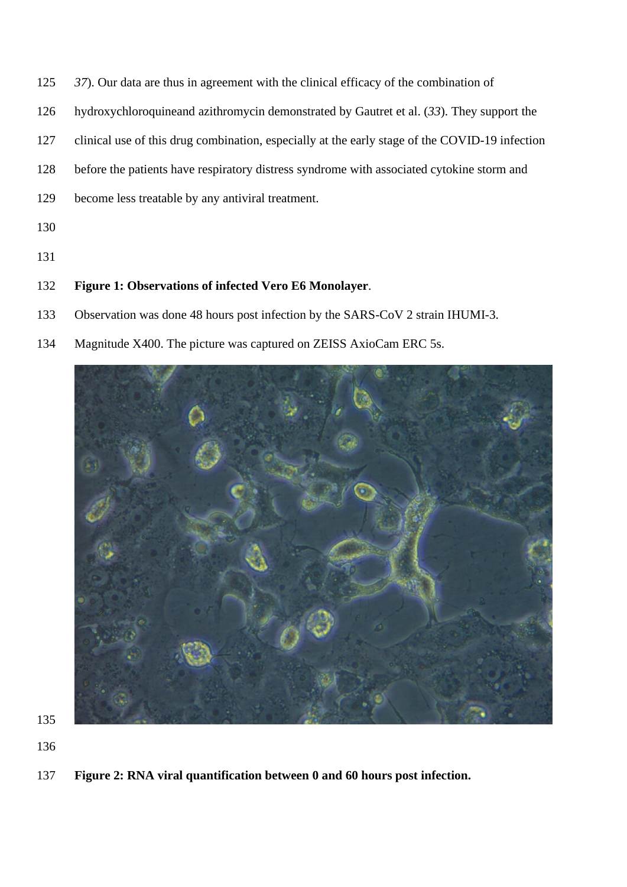37). Our data are thus in agreement with the clinical efficacy of the combination of hydroxychloroquineand azithromycin demonstrated by Gautret et al. (*33*). They support the clinical use of this drug combination, especially at the early stage of the COVID-19 infection before the patients have respiratory distress syndrome with associated cytokine storm and become less treatable by any antiviral treatment.

**Figure 1: Observations of infected Vero E6 Monolayer**.

Observation was done 48 hours post infection by the SARS-CoV 2 strain IHUMI-3. Magnitude X400. The picture was captured on ZEISS AxioCam ERC 5s.

**Figure 2: RNA viral quantification between 0 and 60 hours post infection.**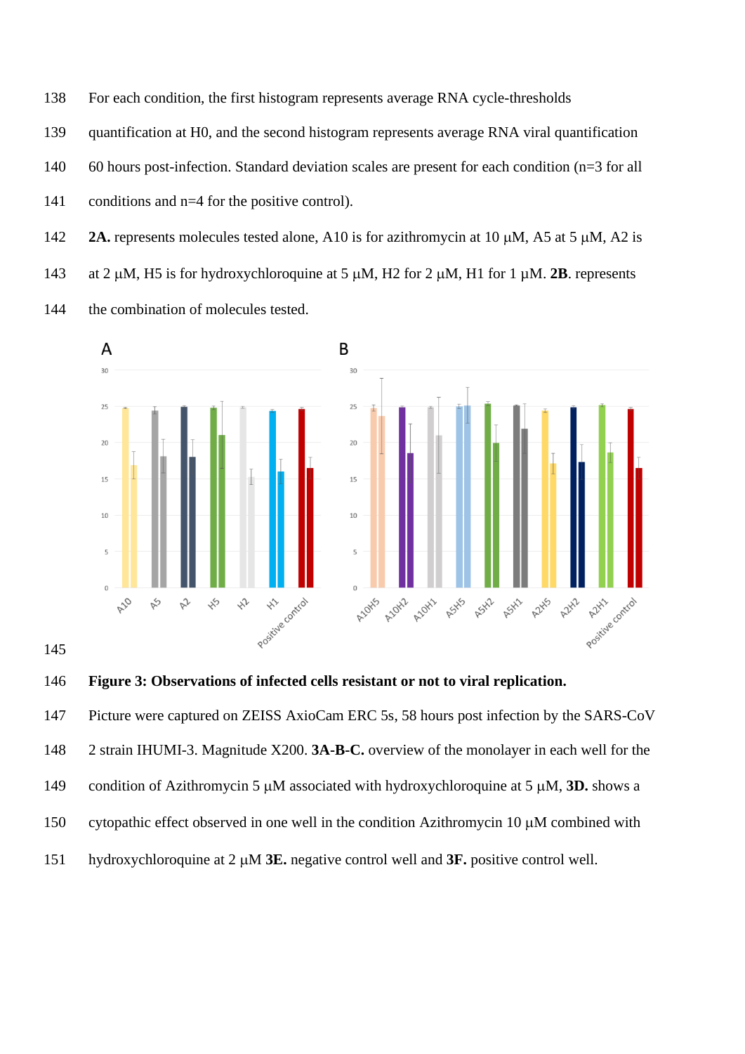For each condition, the first histogram represents average RNA cycle-thresholds quantification at H0, and the second histogram represents average RNA viral quantification 60 hours post-infection. Standard deviation scales are present for each condition (n=3 for all conditions and n=4 for the positive control).

**2A.** represents molecules tested alone, A10 is for azithromycin at 10 µM, A5 at 5 µM, A2 is at 2 µM, H5 is for hydroxychloroquine at 5 µM, H2 for 2 µM, H1 for 1 µM. **2B**. represents the combination of molecules tested.

**Figure 3: Observations of infected cells resistant or not to viral replication.**

Picture were captured on ZEISS AxioCam ERC 5s, 58 hours post infection by the SARS-CoV 2 strain IHUMI-3. Magnitude X200. **3A-B-C.** overview of the monolayer in each well for the condition of Azithromycin 5 µM associated with hydroxychloroquine at 5 µM, **3D.** shows a cytopathic effect observed in one well in the condition Azithromycin 10 µM combined with hydroxychloroquine at 2 µM **3E.** negative control well and **3F.** positive control well.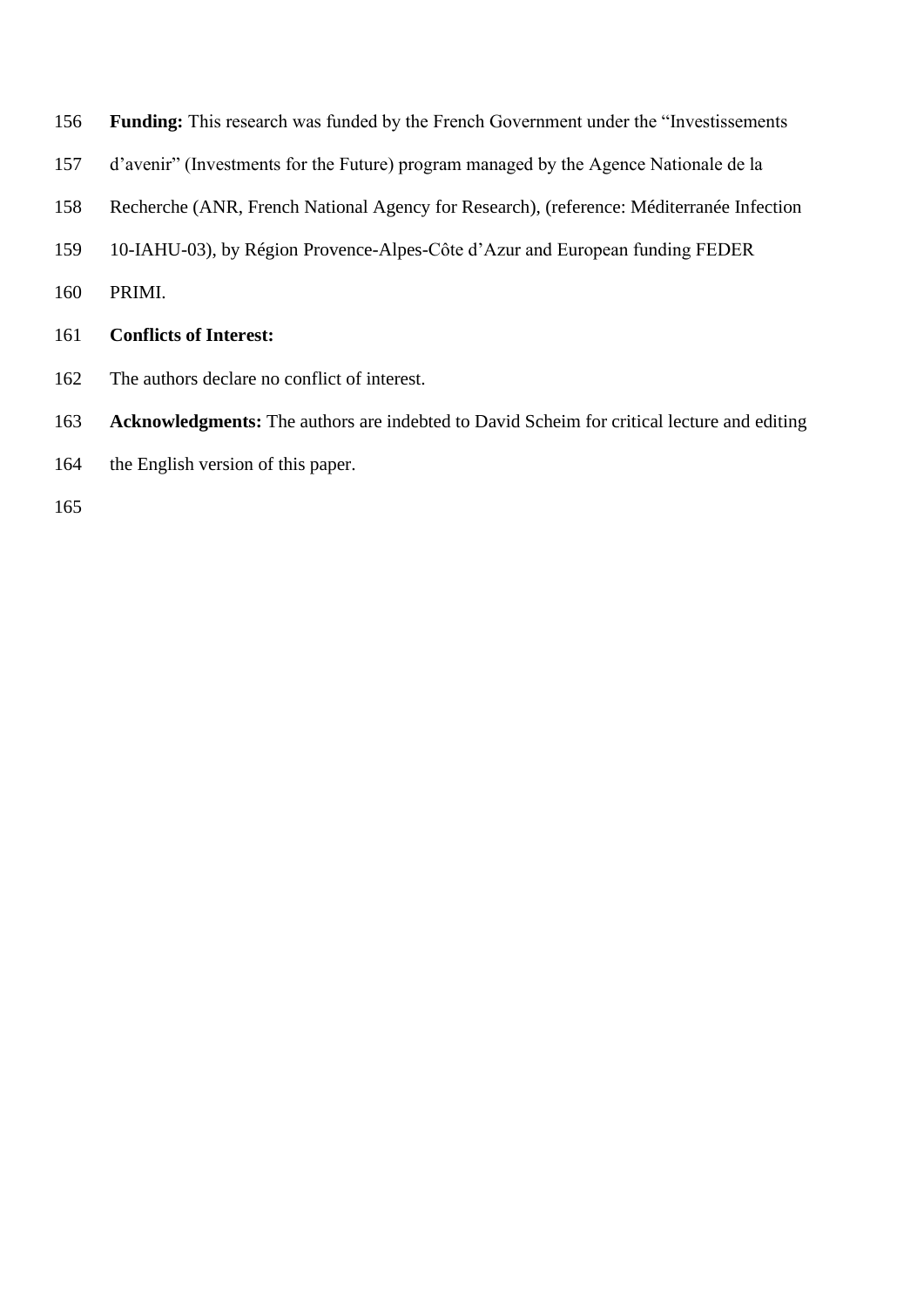**Funding:** This research was funded by the French Government under the "Investissements d'avenir" (Investments for the Future) program managed by the Agence Nationale de la Recherche (ANR, French National Agency for Research), (reference: Méditerranée Infection 10-IAHU-03), by Région Provence-Alpes-Côte d'Azur and European funding FEDER PRIMI.

**Conflicts of Interest:**

The authors declare no conflict of interest.

**Acknowledgments:** The authors are indebted to David Scheim for critical lecture and editing the English version of this paper.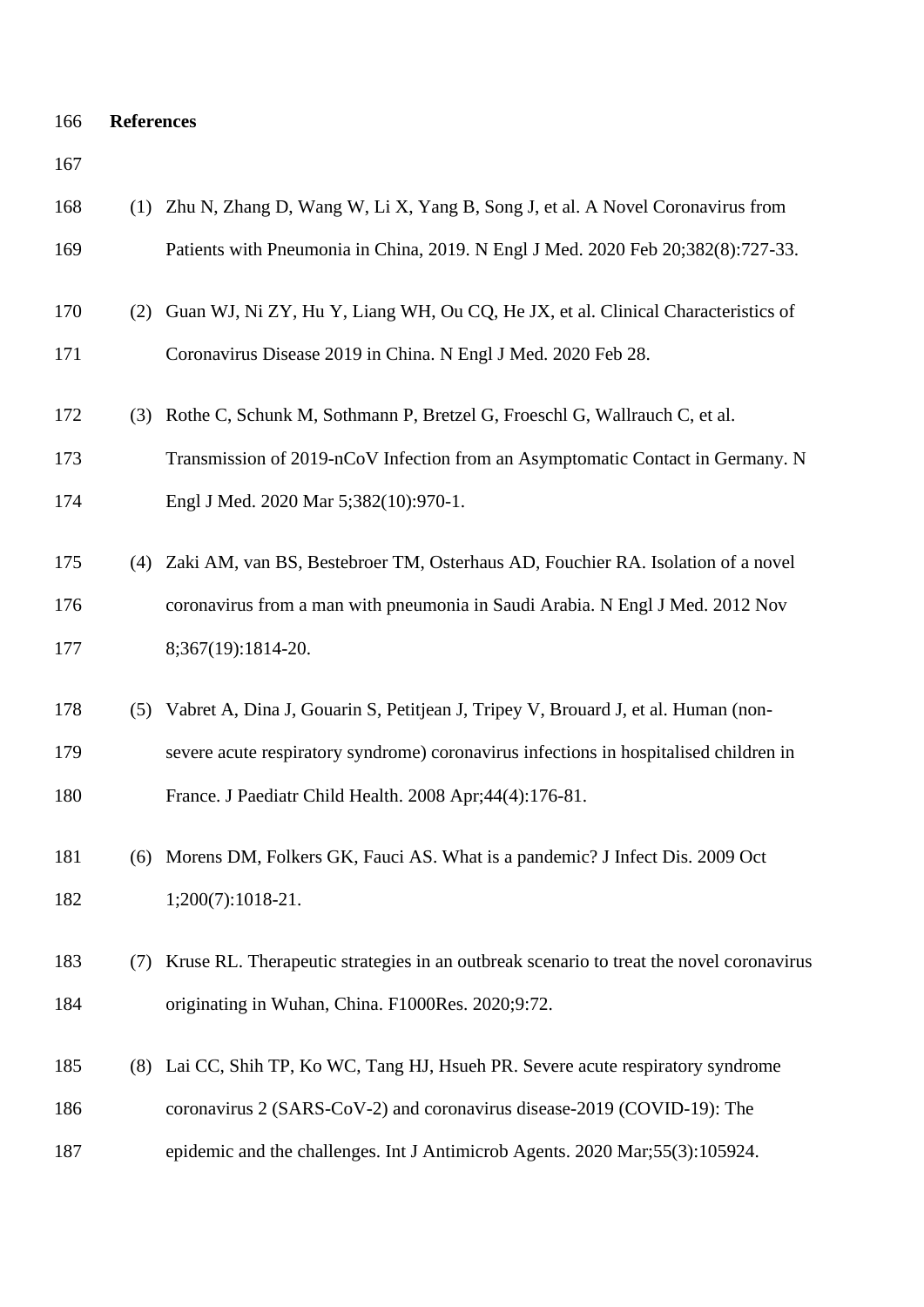## References

(1) Zhu N, Zhang D, Wang W, Li X, Yang B, Song J, et al. A Novel Coronavirus from Patients with Pneumonia in China, 2019. N Engl J Med. 2020 Feb 20;382(8):727-33.

(2) Guan WJ, Ni ZY, Hu Y, Liang WH, Ou CQ, He JX, et al. Clinical Characteristics of Coronavirus Disease 2019 in China. N Engl J Med. 2020 Feb 28.

(3) Rothe C, Schunk M, Sothmann P, Bretzel G, Froeschl G, Wallrauch C, et al. Transmission of 2019-nCoV Infection from an Asymptomatic Contact in Germany. N Engl J Med. 2020 Mar 5;382(10):970-1.

(4) Zaki AM, van BS, Bestebroer TM, Osterhaus AD, Fouchier RA. Isolation of a novel coronavirus from a man with pneumonia in Saudi Arabia. N Engl J Med. 2012 Nov 8;367(19):1814-20.

(5) Vabret A, Dina J, Gouarin S, Petitjean J, Tripey V, Brouard J, et al. Human (non-severe acute respiratory syndrome) coronavirus infections in hospitalised children in France. J Paediatr Child Health. 2008 Apr;44(4):176-81.

(6) Morens DM, Folkers GK, Fauci AS. What is a pandemic? J Infect Dis. 2009 Oct 1;200(7):1018-21.

(7) Kruse RL. Therapeutic strategies in an outbreak scenario to treat the novel coronavirus originating in Wuhan, China. F1000Res. 2020;9:72.

(8) Lai CC, Shih TP, Ko WC, Tang HJ, Hsueh PR. Severe acute respiratory syndrome coronavirus 2 (SARS-CoV-2) and coronavirus disease-2019 (COVID-19): The epidemic and the challenges. Int J Antimicrob Agents. 2020 Mar;55(3):105924.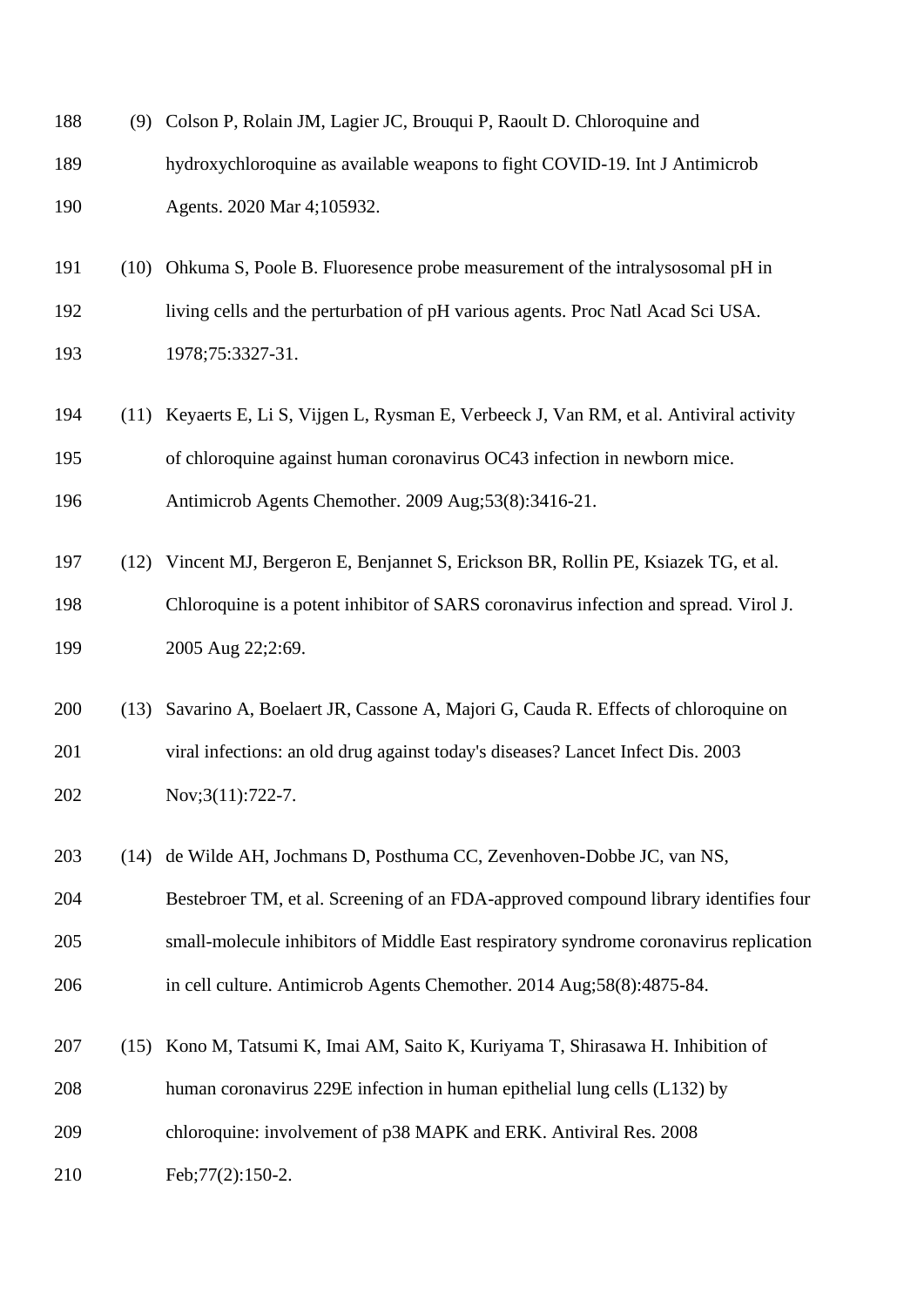(9) Colson P, Rolain JM, Lagier JC, Brouqui P, Raoult D. Chloroquine and hydroxychloroquine as available weapons to fight COVID-19. Int J Antimicrob Agents. 2020 Mar 4;105932.

(10) Ohkuma S, Poole B. Fluoresence probe measurement of the intralysosomal pH in living cells and the perturbation of pH various agents. Proc Natl Acad Sci USA. 1978;75:3327-31.

(11) Keyaerts E, Li S, Vijgen L, Rysman E, Verbeeck J, Van RM, et al. Antiviral activity of chloroquine against human coronavirus OC43 infection in newborn mice. Antimicrob Agents Chemother. 2009 Aug;53(8):3416-21.

(12) Vincent MJ, Bergeron E, Benjannet S, Erickson BR, Rollin PE, Ksiazek TG, et al. Chloroquine is a potent inhibitor of SARS coronavirus infection and spread. Virol J. 2005 Aug 22;2:69.

(13) Savarino A, Boelaert JR, Cassone A, Majori G, Cauda R. Effects of chloroquine on viral infections: an old drug against today's diseases? Lancet Infect Dis. 2003 Nov;3(11):722-7.

(14) de Wilde AH, Jochmans D, Posthuma CC, Zevenhoven-Dobbe JC, van NS, Bestebroer TM, et al. Screening of an FDA-approved compound library identifies four small-molecule inhibitors of Middle East respiratory syndrome coronavirus replication in cell culture. Antimicrob Agents Chemother. 2014 Aug;58(8):4875-84.

(15) Kono M, Tatsumi K, Imai AM, Saito K, Kuriyama T, Shirasawa H. Inhibition of human coronavirus 229E infection in human epithelial lung cells (L132) by chloroquine: involvement of p38 MAPK and ERK. Antiviral Res. 2008 Feb;77(2):150-2.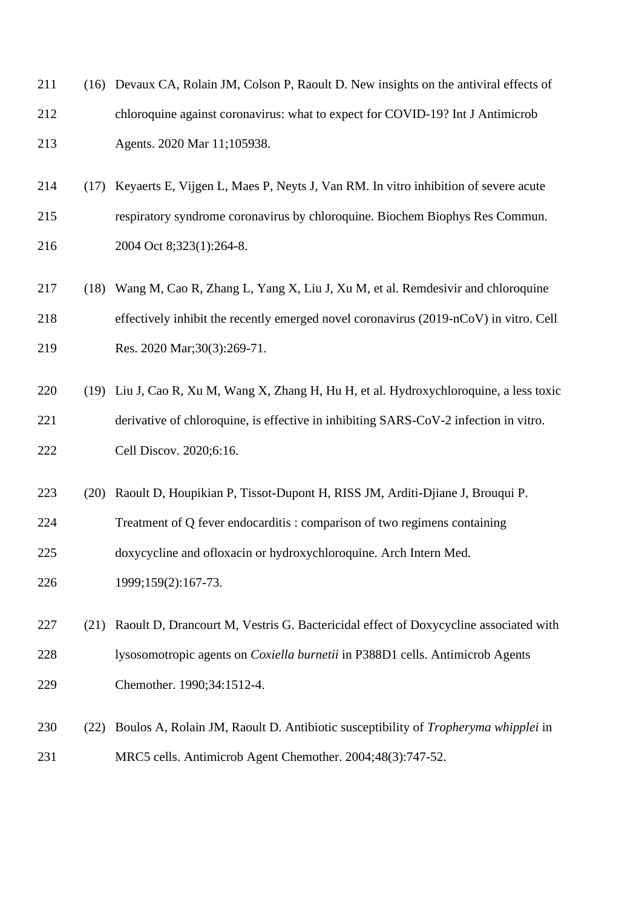(16) Devaux CA, Rolain JM, Colson P, Raoult D. New insights on the antiviral effects of chloroquine against coronavirus: what to expect for COVID-19? Int J Antimicrob Agents. 2020 Mar 11;105938.

(17) Keyaerts E, Vijgen L, Maes P, Neyts J, Van RM. In vitro inhibition of severe acute respiratory syndrome coronavirus by chloroquine. Biochem Biophys Res Commun. 2004 Oct 8;323(1):264-8.

(18) Wang M, Cao R, Zhang L, Yang X, Liu J, Xu M, et al. Remdesivir and chloroquine effectively inhibit the recently emerged novel coronavirus (2019-nCoV) in vitro. Cell Res. 2020 Mar;30(3):269-71.

(19) Liu J, Cao R, Xu M, Wang X, Zhang H, Hu H, et al. Hydroxychloroquine, a less toxic derivative of chloroquine, is effective in inhibiting SARS-CoV-2 infection in vitro. Cell Discov. 2020;6:16.

(20) Raoult D, Houpikian P, Tissot-Dupont H, RISS JM, Arditi-Djiane J, Brouqui P. Treatment of Q fever endocarditis : comparison of two regimens containing doxycycline and ofloxacin or hydroxychloroquine. Arch Intern Med. 1999;159(2):167-73.

(21) Raoult D, Drancourt M, Vestris G. Bactericidal effect of Doxycycline associated with lysosomotropic agents on *Coxiella burnetii* in P388D1 cells. Antimicrob Agents Chemother. 1990;34:1512-4.

(22) Boulos A, Rolain JM, Raoult D. Antibiotic susceptibility of *Tropheryma whipplei* in MRC5 cells. Antimicrob Agent Chemother. 2004;48(3):747-52.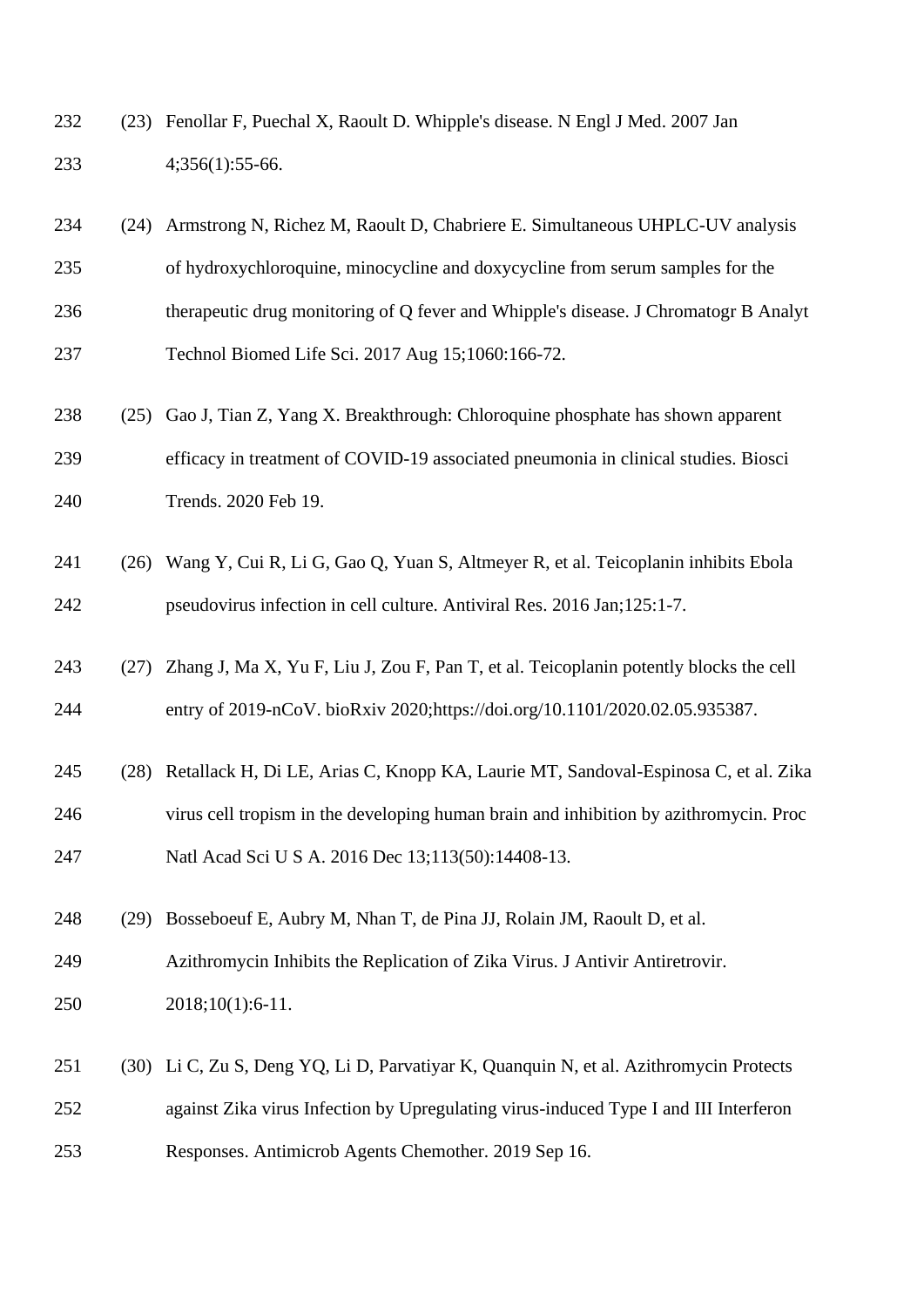(23) Fenollar F, Puechal X, Raoult D. Whipple's disease. N Engl J Med. 2007 Jan 4;356(1):55-66.

(24) Armstrong N, Richez M, Raoult D, Chabriere E. Simultaneous UHPLC-UV analysis of hydroxychloroquine, minocycline and doxycycline from serum samples for the therapeutic drug monitoring of Q fever and Whipple's disease. J Chromatogr B Analyt Technol Biomed Life Sci. 2017 Aug 15;1060:166-72.

(25) Gao J, Tian Z, Yang X. Breakthrough: Chloroquine phosphate has shown apparent efficacy in treatment of COVID-19 associated pneumonia in clinical studies. Biosci Trends. 2020 Feb 19.

(26) Wang Y, Cui R, Li G, Gao Q, Yuan S, Altmeyer R, et al. Teicoplanin inhibits Ebola pseudovirus infection in cell culture. Antiviral Res. 2016 Jan;125:1-7.

(27) Zhang J, Ma X, Yu F, Liu J, Zou F, Pan T, et al. Teicoplanin potently blocks the cell entry of 2019-nCoV. bioRxiv 2020;https://doi.org/10.1101/2020.02.05.935387.

(28) Retallack H, Di LE, Arias C, Knopp KA, Laurie MT, Sandoval-Espinosa C, et al. Zika virus cell tropism in the developing human brain and inhibition by azithromycin. Proc Natl Acad Sci U S A. 2016 Dec 13;113(50):14408-13.

(29) Bosseboeuf E, Aubry M, Nhan T, de Pina JJ, Rolain JM, Raoult D, et al. Azithromycin Inhibits the Replication of Zika Virus. J Antivir Antiretrovir. 2018;10(1):6-11.

(30) Li C, Zu S, Deng YQ, Li D, Parvatiyar K, Quanquin N, et al. Azithromycin Protects against Zika virus Infection by Upregulating virus-induced Type I and III Interferon Responses. Antimicrob Agents Chemother. 2019 Sep 16.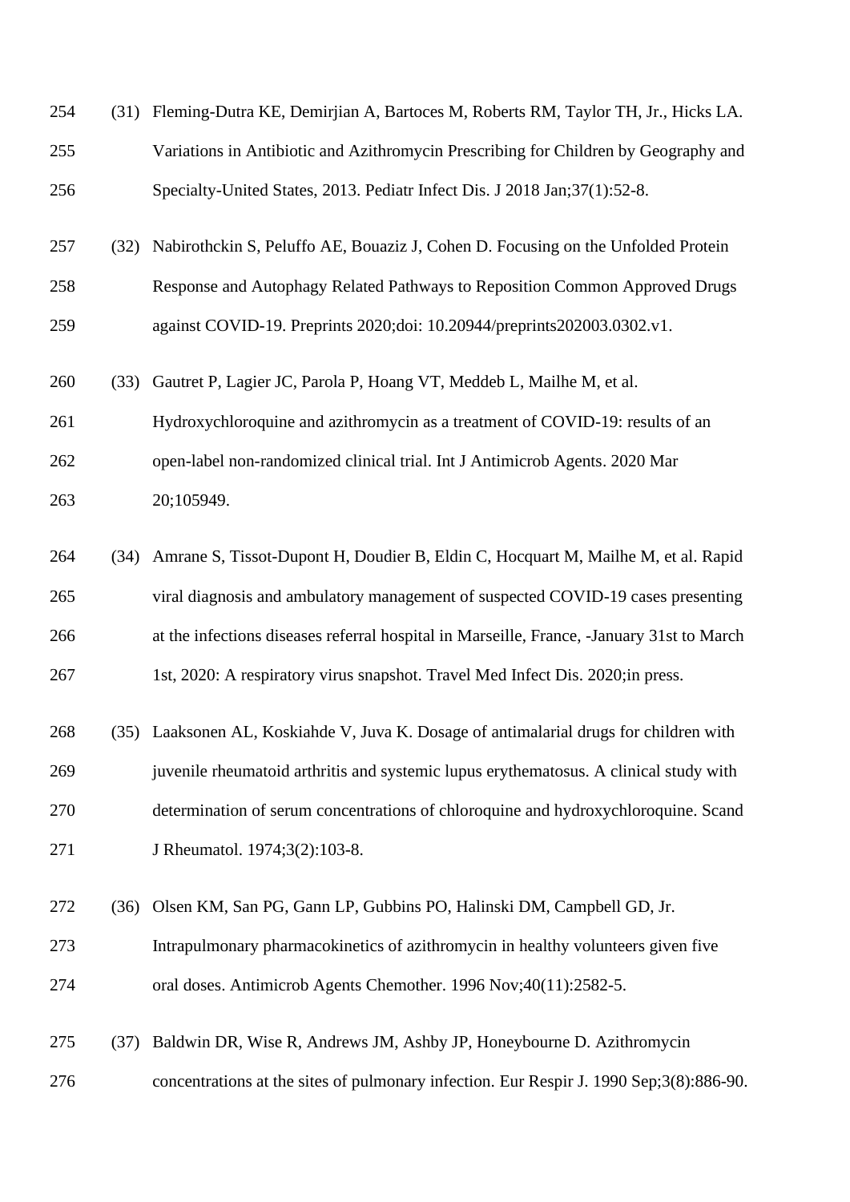(31) Fleming-Dutra KE, Demirjian A, Bartoces M, Roberts RM, Taylor TH, Jr., Hicks LA. Variations in Antibiotic and Azithromycin Prescribing for Children by Geography and Specialty-United States, 2013. Pediatr Infect Dis. J 2018 Jan;37(1):52-8.

(32) Nabirothckin S, Peluffo AE, Bouaziz J, Cohen D. Focusing on the Unfolded Protein Response and Autophagy Related Pathways to Reposition Common Approved Drugs against COVID-19. Preprints 2020;doi: 10.20944/preprints202003.0302.v1.

(33) Gautret P, Lagier JC, Parola P, Hoang VT, Meddeb L, Mailhe M, et al. Hydroxychloroquine and azithromycin as a treatment of COVID-19: results of an open-label non-randomized clinical trial. Int J Antimicrob Agents. 2020 Mar 20;105949.

(34) Amrane S, Tissot-Dupont H, Doudier B, Eldin C, Hocquart M, Mailhe M, et al. Rapid viral diagnosis and ambulatory management of suspected COVID-19 cases presenting at the infections diseases referral hospital in Marseille, France, -January 31st to March 1st, 2020: A respiratory virus snapshot. Travel Med Infect Dis. 2020;in press.

(35) Laaksonen AL, Koskiahde V, Juva K. Dosage of antimalarial drugs for children with juvenile rheumatoid arthritis and systemic lupus erythematosus. A clinical study with determination of serum concentrations of chloroquine and hydroxychloroquine. Scand J Rheumatol. 1974;3(2):103-8.

(36) Olsen KM, San PG, Gann LP, Gubbins PO, Halinski DM, Campbell GD, Jr. Intrapulmonary pharmacokinetics of azithromycin in healthy volunteers given five oral doses. Antimicrob Agents Chemother. 1996 Nov;40(11):2582-5.

(37) Baldwin DR, Wise R, Andrews JM, Ashby JP, Honeybourne D. Azithromycin concentrations at the sites of pulmonary infection. Eur Respir J. 1990 Sep;3(8):886-90.